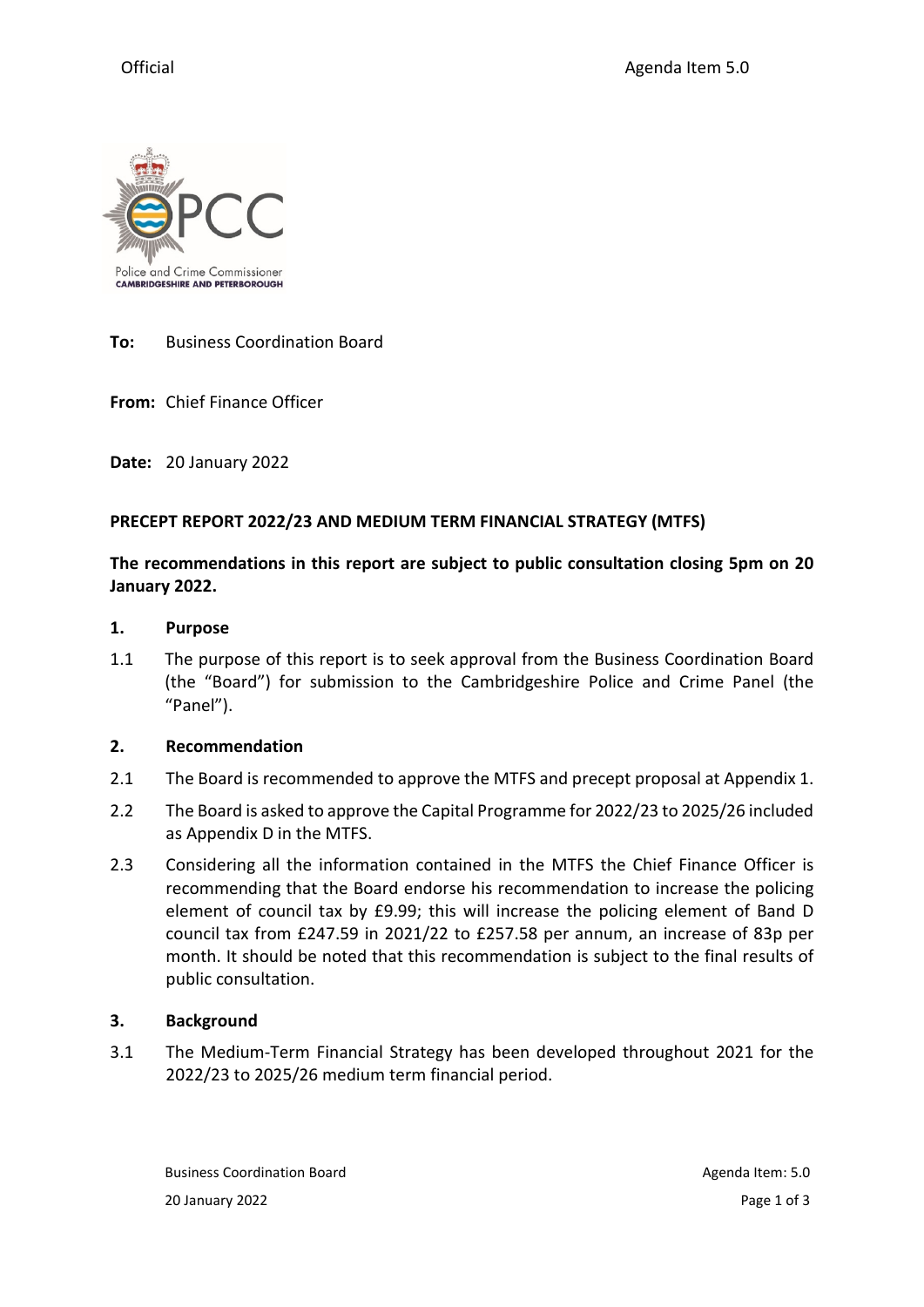Official Agenda Item 5.0

**To:** Business Coordination Board

**From:** Chief Finance Officer

**Date:** 20 January 2022

**PRECEPT REPORT 2022/23 AND MEDIUM TERM FINANCIAL STRATEGY (MTFS)**

**The recommendations in this report are subject to public consultation closing 5pm on 20 January 2022.**

## 1. Purpose

1.1 The purpose of this report is to seek approval from the Business Coordination Board (the "Board") for submission to the Cambridgeshire Police and Crime Panel (the "Panel").

## 2. Recommendation

2.1 The Board is recommended to approve the MTFS and precept proposal at Appendix 1.

2.2 The Board is asked to approve the Capital Programme for 2022/23 to 2025/26 included as Appendix D in the MTFS.

2.3 Considering all the information contained in the MTFS the Chief Finance Officer is recommending that the Board endorse his recommendation to increase the policing element of council tax by £9.99; this will increase the policing element of Band D council tax from £247.59 in 2021/22 to £257.58 per annum, an increase of 83p per month. It should be noted that this recommendation is subject to the final results of public consultation.

## 3. Background

3.1 The Medium-Term Financial Strategy has been developed throughout 2021 for the 2022/23 to 2025/26 medium term financial period.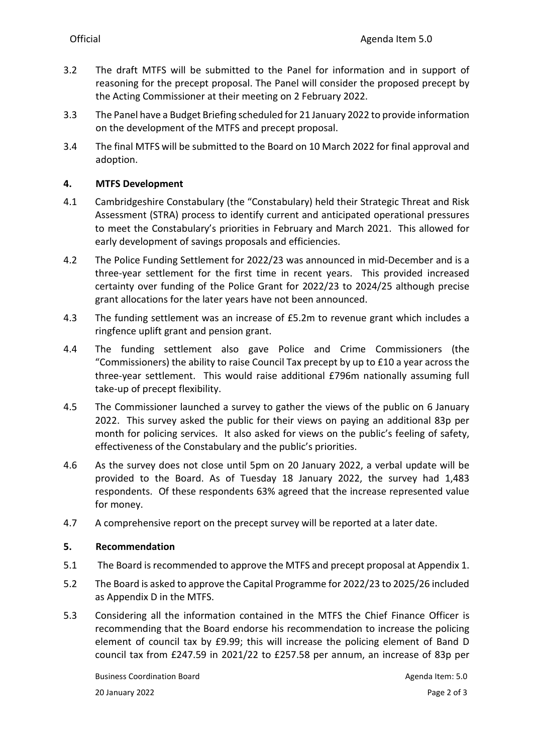3.2 The draft MTFS will be submitted to the Panel for information and in support of reasoning for the precept proposal. The Panel will consider the proposed precept by the Acting Commissioner at their meeting on 2 February 2022.

3.3 The Panel have a Budget Briefing scheduled for 21 January 2022 to provide information on the development of the MTFS and precept proposal.

3.4 The final MTFS will be submitted to the Board on 10 March 2022 for final approval and adoption.

## 4. MTFS Development

4.1 Cambridgeshire Constabulary (the "Constabulary) held their Strategic Threat and Risk Assessment (STRA) process to identify current and anticipated operational pressures to meet the Constabulary's priorities in February and March 2021. This allowed for early development of savings proposals and efficiencies.

4.2 The Police Funding Settlement for 2022/23 was announced in mid-December and is a three-year settlement for the first time in recent years. This provided increased certainty over funding of the Police Grant for 2022/23 to 2024/25 although precise grant allocations for the later years have not been announced.

4.3 The funding settlement was an increase of £5.2m to revenue grant which includes a ringfence uplift grant and pension grant.

4.4 The funding settlement also gave Police and Crime Commissioners (the "Commissioners) the ability to raise Council Tax precept by up to £10 a year across the three-year settlement. This would raise additional £796m nationally assuming full take-up of precept flexibility.

4.5 The Commissioner launched a survey to gather the views of the public on 6 January 2022. This survey asked the public for their views on paying an additional 83p per month for policing services. It also asked for views on the public's feeling of safety, effectiveness of the Constabulary and the public's priorities.

4.6 As the survey does not close until 5pm on 20 January 2022, a verbal update will be provided to the Board. As of Tuesday 18 January 2022, the survey had 1,483 respondents. Of these respondents 63% agreed that the increase represented value for money.

4.7 A comprehensive report on the precept survey will be reported at a later date.

## 5. Recommendation

5.1 The Board is recommended to approve the MTFS and precept proposal at Appendix 1.

5.2 The Board is asked to approve the Capital Programme for 2022/23 to 2025/26 included as Appendix D in the MTFS.

5.3 Considering all the information contained in the MTFS the Chief Finance Officer is recommending that the Board endorse his recommendation to increase the policing element of council tax by £9.99; this will increase the policing element of Band D council tax from £247.59 in 2021/22 to £257.58 per annum, an increase of 83p per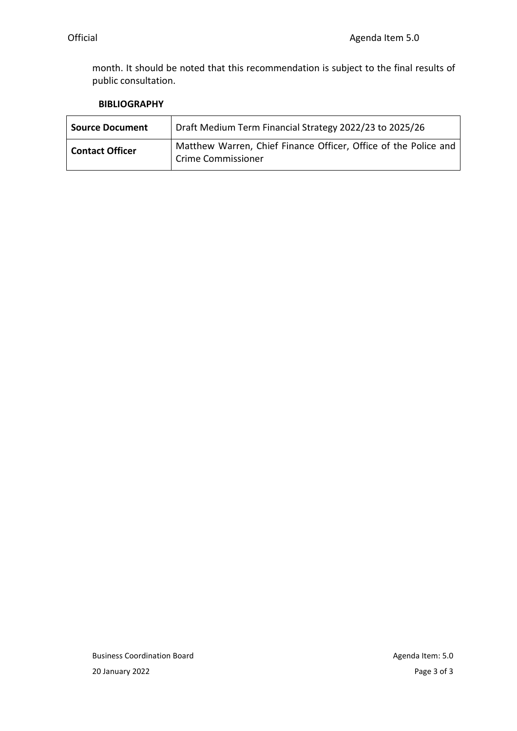month. It should be noted that this recommendation is subject to the final results of public consultation.

**BIBLIOGRAPHY**

| | |
|---|---|
| **Source Document** | Draft Medium Term Financial Strategy 2022/23 to 2025/26 |
| **Contact Officer** | Matthew Warren, Chief Finance Officer, Office of the Police and Crime Commissioner |